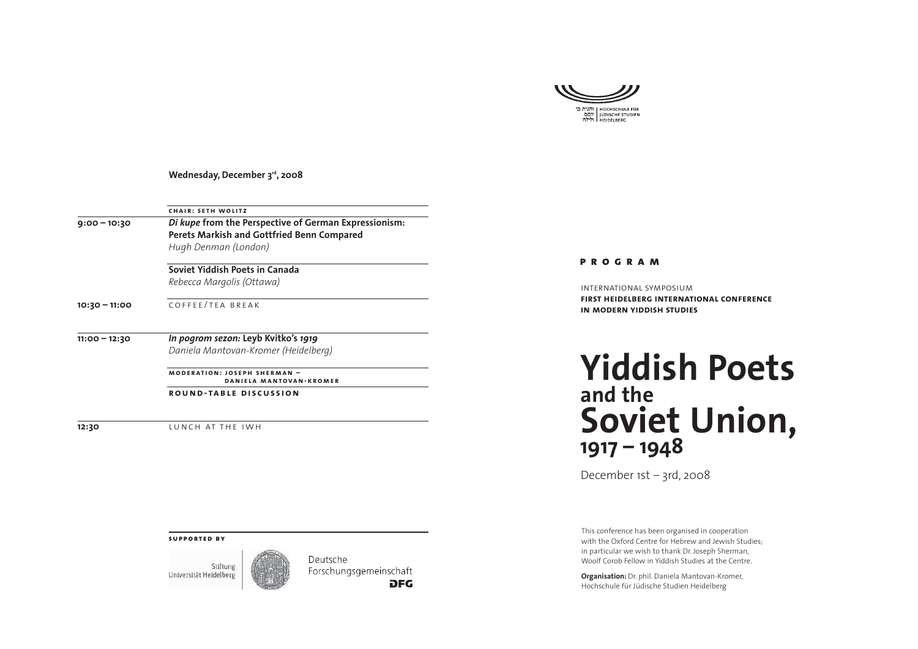**Wednesday, December 3rd, 2008**

| | CHAIR: SETH WOLITZ |
|---|---|
| **9:00 – 10:30** | ***Di kupe* from the Perspective of German Expressionism: Perets Markish and Gottfried Benn Compared** *Hugh Denman (London)* |
| | **Soviet Yiddish Poets in Canada** *Rebecca Margolis (Ottawa)* |
| **10:30 – 11:00** | COFFEE/TEA BREAK |
| **11:00 – 12:30** | ***In pogrom sezon:* Leyb Kvitko's *1919*** *Daniela Mantovan-Kromer (Heidelberg)* |
| | **MODERATION: JOSEPH SHERMAN – DANIELA MANTOVAN-KROMER** |
| | **ROUND-TABLE DISCUSSION** |
| **12:30** | LUNCH AT THE IWH |

**SUPPORTED BY**

Stiftung Universität Heidelberg

Deutsche Forschungsgemeinschaft DFG

HOCHSCHULE FÜR JÜDISCHE STUDIEN HEIDELBERG

**PROGRAM**

INTERNATIONAL SYMPOSIUM
**FIRST HEIDELBERG INTERNATIONAL CONFERENCE IN MODERN YIDDISH STUDIES**

# Yiddish Poets and the Soviet Union, 1917 – 1948

December 1st – 3rd, 2008

This conference has been organised in cooperation with the Oxford Centre for Hebrew and Jewish Studies; in particular we wish to thank Dr. Joseph Sherman, Woolf Corob Fellow in Yiddish Studies at the Centre.

**Organisation:** Dr. phil. Daniela Mantovan-Kromer, Hochschule für Jüdische Studien Heidelberg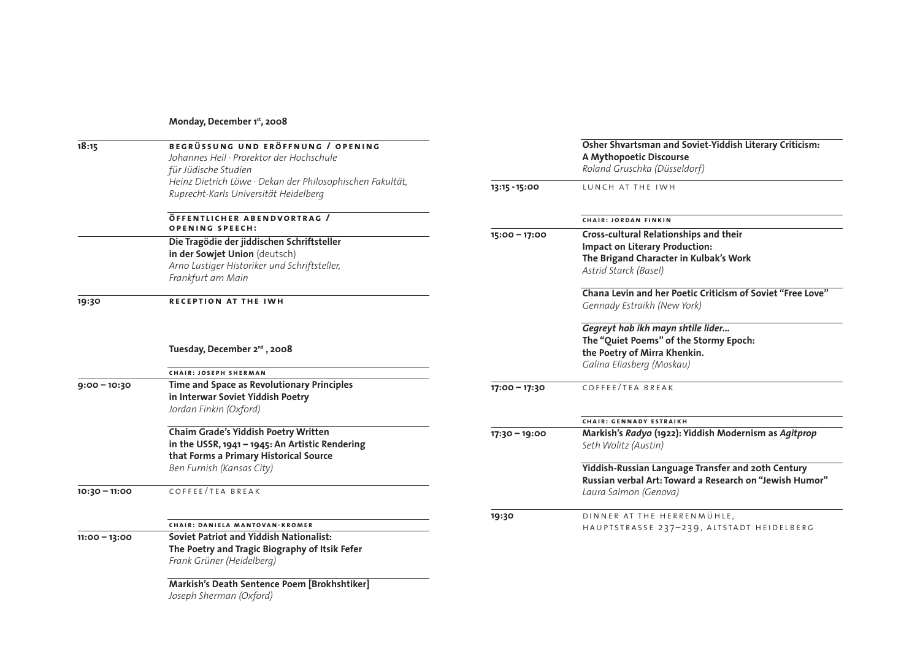## Monday, December 1st, 2008

**18:15** — **BEGRÜSSUNG UND ERÖFFNUNG / OPENING**
*Johannes Heil · Prorektor der Hochschule für Jüdische Studien*
*Heinz Dietrich Löwe · Dekan der Philosophischen Fakultät, Ruprecht-Karls Universität Heidelberg*

**ÖFFENTLICHER ABENDVORTRAG / OPENING SPEECH:**

**Die Tragödie der jiddischen Schriftsteller in der Sowjet Union** (deutsch)
*Arno Lustiger Historiker und Schriftsteller, Frankfurt am Main*

**19:30** — **RECEPTION AT THE IWH**

## Tuesday, December 2nd, 2008

**CHAIR: JOSEPH SHERMAN**

**9:00 – 10:30** — **Time and Space as Revolutionary Principles in Interwar Soviet Yiddish Poetry**
*Jordan Finkin (Oxford)*

**Chaim Grade's Yiddish Poetry Written in the USSR, 1941 – 1945: An Artistic Rendering that Forms a Primary Historical Source**
*Ben Furnish (Kansas City)*

**10:30 – 11:00** — COFFEE/TEA BREAK

**CHAIR: DANIELA MANTOVAN-KROMER**

**11:00 – 13:00** — **Soviet Patriot and Yiddish Nationalist: The Poetry and Tragic Biography of Itsik Fefer**
*Frank Grüner (Heidelberg)*

**Markish's Death Sentence Poem [Brokhshtiker]**
*Joseph Sherman (Oxford)*

**Osher Shvartsman and Soviet-Yiddish Literary Criticism: A Mythopoetic Discourse**
*Roland Gruschka (Düsseldorf)*

**13:15 - 15:00** — LUNCH AT THE IWH

**CHAIR: JORDAN FINKIN**

**15:00 – 17:00** — **Cross-cultural Relationships and their Impact on Literary Production: The Brigand Character in Kulbak's Work**
*Astrid Starck (Basel)*

**Chana Levin and her Poetic Criticism of Soviet "Free Love"**
*Gennady Estraikh (New York)*

***Gegreyt hob ikh mayn shtile lider…* The "Quiet Poems" of the Stormy Epoch: the Poetry of Mirra Khenkin.**
*Galina Eliasberg (Moskau)*

**17:00 – 17:30** — COFFEE/TEA BREAK

**CHAIR: GENNADY ESTRAIKH**

**17:30 – 19:00** — **Markish's *Radyo* (1922): Yiddish Modernism as *Agitprop***
*Seth Wolitz (Austin)*

**Yiddish-Russian Language Transfer and 20th Century Russian verbal Art: Toward a Research on "Jewish Humor"**
*Laura Salmon (Genova)*

**19:30** — DINNER AT THE HERRENMÜHLE, HAUPTSTRASSE 237–239, ALTSTADT HEIDELBERG